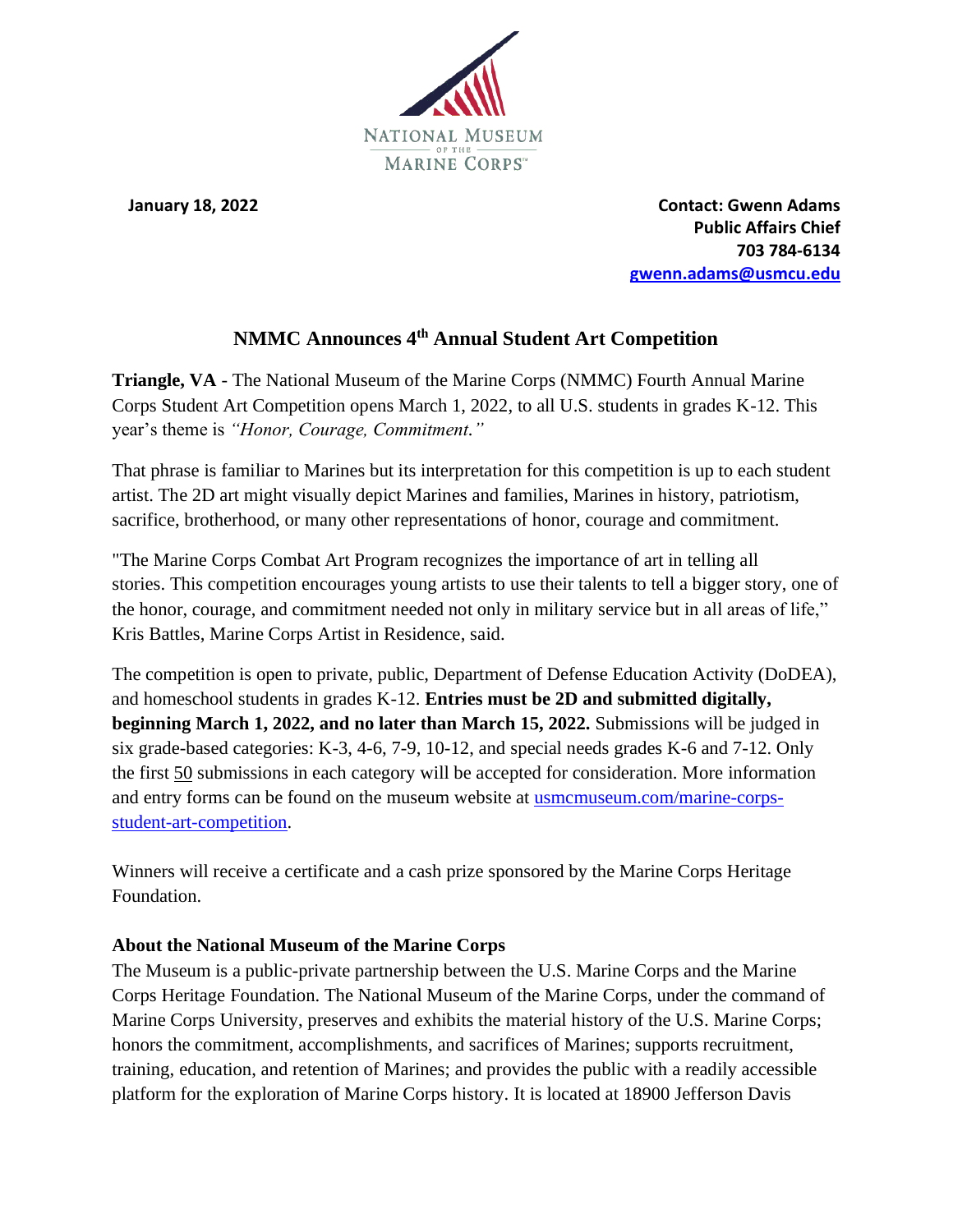NATIONAL MUSEUM OF THE MARINE CORPS

**January 18, 2022**

**Contact: Gwenn Adams**
**Public Affairs Chief**
**703 784-6134**
**[gwenn.adams@usmcu.edu](mailto:gwenn.adams@usmcu.edu)**

# NMMC Announces 4th Annual Student Art Competition

**Triangle, VA** - The National Museum of the Marine Corps (NMMC) Fourth Annual Marine Corps Student Art Competition opens March 1, 2022, to all U.S. students in grades K-12. This year's theme is *"Honor, Courage, Commitment."*

That phrase is familiar to Marines but its interpretation for this competition is up to each student artist. The 2D art might visually depict Marines and families, Marines in history, patriotism, sacrifice, brotherhood, or many other representations of honor, courage and commitment.

"The Marine Corps Combat Art Program recognizes the importance of art in telling all stories. This competition encourages young artists to use their talents to tell a bigger story, one of the honor, courage, and commitment needed not only in military service but in all areas of life," Kris Battles, Marine Corps Artist in Residence, said.

The competition is open to private, public, Department of Defense Education Activity (DoDEA), and homeschool students in grades K-12. **Entries must be 2D and submitted digitally, beginning March 1, 2022, and no later than March 15, 2022.** Submissions will be judged in six grade-based categories: K-3, 4-6, 7-9, 10-12, and special needs grades K-6 and 7-12. Only the first 50 submissions in each category will be accepted for consideration. More information and entry forms can be found on the museum website at [usmcmuseum.com/marine-corps-student-art-competition](usmcmuseum.com/marine-corps-student-art-competition).

Winners will receive a certificate and a cash prize sponsored by the Marine Corps Heritage Foundation.

### About the National Museum of the Marine Corps

The Museum is a public-private partnership between the U.S. Marine Corps and the Marine Corps Heritage Foundation. The National Museum of the Marine Corps, under the command of Marine Corps University, preserves and exhibits the material history of the U.S. Marine Corps; honors the commitment, accomplishments, and sacrifices of Marines; supports recruitment, training, education, and retention of Marines; and provides the public with a readily accessible platform for the exploration of Marine Corps history. It is located at 18900 Jefferson Davis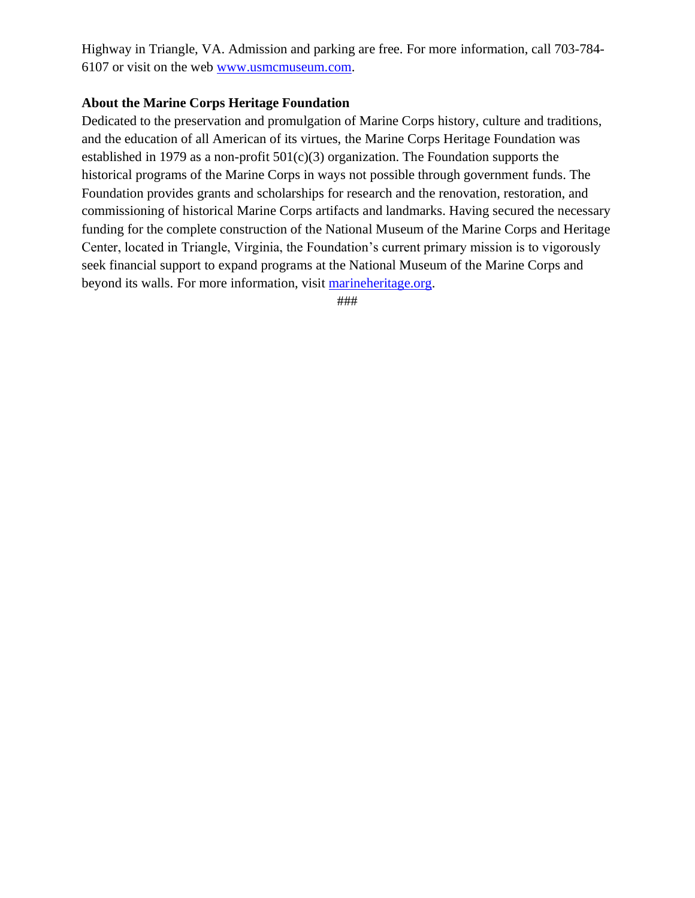Highway in Triangle, VA. Admission and parking are free. For more information, call 703-784-6107 or visit on the web [www.usmcmuseum.com](http://www.usmcmuseum.com).

**About the Marine Corps Heritage Foundation**

Dedicated to the preservation and promulgation of Marine Corps history, culture and traditions, and the education of all American of its virtues, the Marine Corps Heritage Foundation was established in 1979 as a non-profit 501(c)(3) organization. The Foundation supports the historical programs of the Marine Corps in ways not possible through government funds. The Foundation provides grants and scholarships for research and the renovation, restoration, and commissioning of historical Marine Corps artifacts and landmarks. Having secured the necessary funding for the complete construction of the National Museum of the Marine Corps and Heritage Center, located in Triangle, Virginia, the Foundation's current primary mission is to vigorously seek financial support to expand programs at the National Museum of the Marine Corps and beyond its walls. For more information, visit [marineheritage.org](http://marineheritage.org).

###